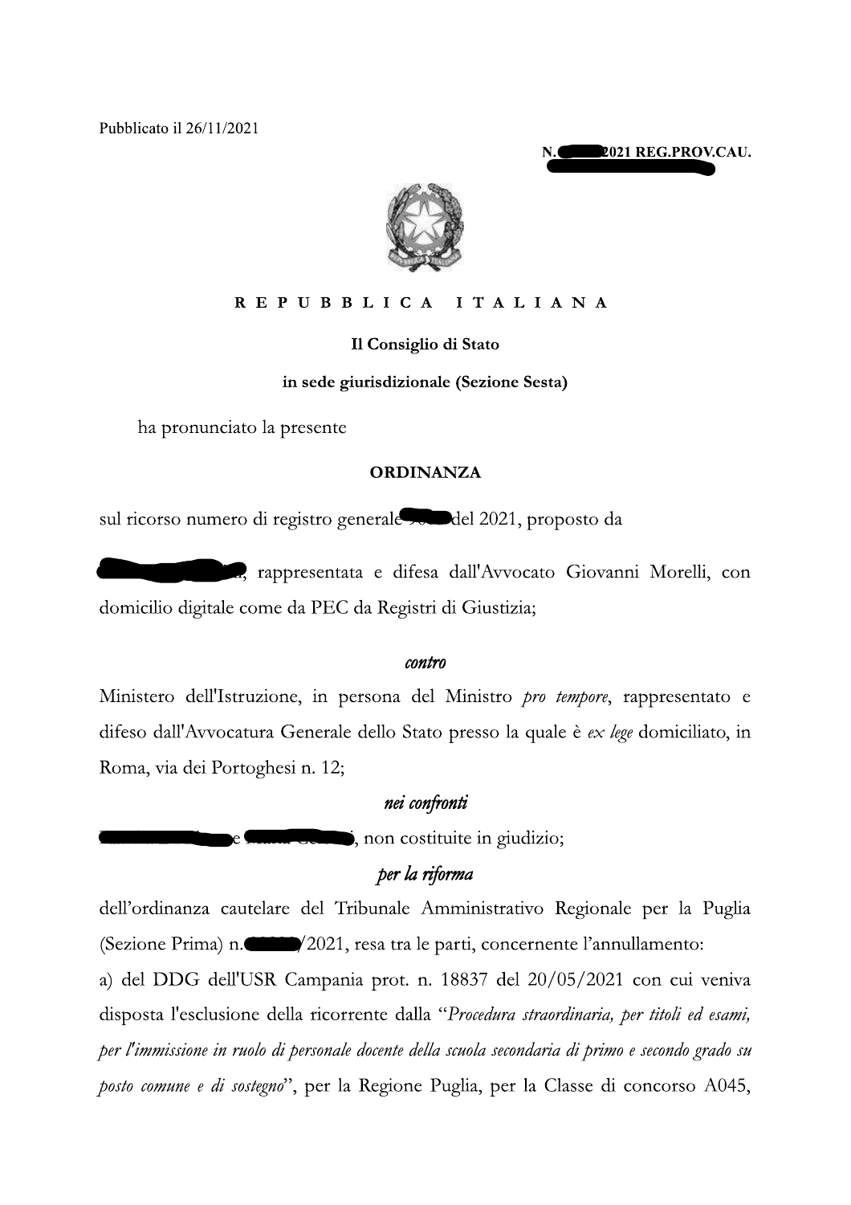Pubblicato il 26/11/2021

N. ████2021 REG.PROV.CAU.

████████████

REPUBBLICA ITALIANA

**Il Consiglio di Stato**

**in sede giurisdizionale (Sezione Sesta)**

ha pronunciato la presente

**ORDINANZA**

sul ricorso numero di registro generale ████ del 2021, proposto da

████████, rappresentata e difesa dall'Avvocato Giovanni Morelli, con domicilio digitale come da PEC da Registri di Giustizia;

***contro***

Ministero dell'Istruzione, in persona del Ministro *pro tempore*, rappresentato e difeso dall'Avvocatura Generale dello Stato presso la quale è *ex lege* domiciliato, in Roma, via dei Portoghesi n. 12;

***nei confronti***

████████ e ████████, non costituite in giudizio;

***per la riforma***

dell'ordinanza cautelare del Tribunale Amministrativo Regionale per la Puglia (Sezione Prima) n.████/2021, resa tra le parti, concernente l'annullamento:

a) del DDG dell'USR Campania prot. n. 18837 del 20/05/2021 con cui veniva disposta l'esclusione della ricorrente dalla "*Procedura straordinaria, per titoli ed esami, per l'immissione in ruolo di personale docente della scuola secondaria di primo e secondo grado su posto comune e di sostegno*", per la Regione Puglia, per la Classe di concorso A045,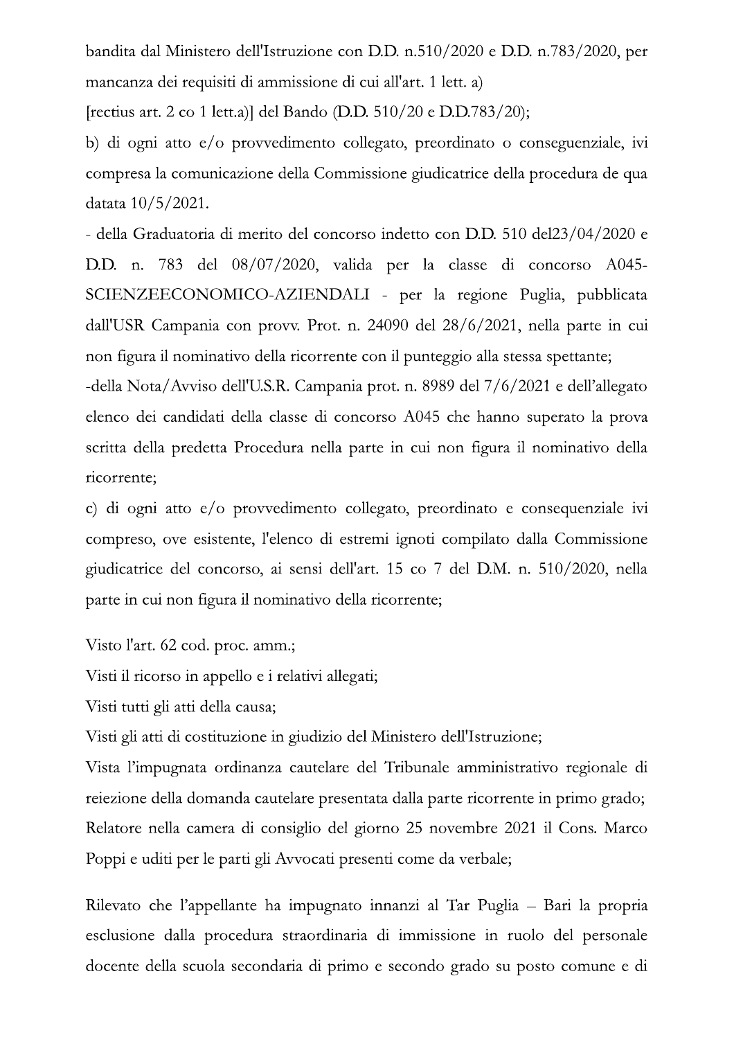bandita dal Ministero dell'Istruzione con D.D. n.510/2020 e D.D. n.783/2020, per mancanza dei requisiti di ammissione di cui all'art. 1 lett. a)

[rectius art. 2 co 1 lett.a)] del Bando (D.D. 510/20 e D.D.783/20);

b) di ogni atto e/o provvedimento collegato, preordinato o conseguenziale, ivi compresa la comunicazione della Commissione giudicatrice della procedura de qua datata 10/5/2021.

- della Graduatoria di merito del concorso indetto con D.D. 510 del23/04/2020 e D.D. n. 783 del 08/07/2020, valida per la classe di concorso A045-SCIENZEECONOMICO-AZIENDALI - per la regione Puglia, pubblicata dall'USR Campania con provv. Prot. n. 24090 del 28/6/2021, nella parte in cui non figura il nominativo della ricorrente con il punteggio alla stessa spettante;

-della Nota/Avviso dell'U.S.R. Campania prot. n. 8989 del 7/6/2021 e dell'allegato elenco dei candidati della classe di concorso A045 che hanno superato la prova scritta della predetta Procedura nella parte in cui non figura il nominativo della ricorrente;

c) di ogni atto e/o provvedimento collegato, preordinato e consequenziale ivi compreso, ove esistente, l'elenco di estremi ignoti compilato dalla Commissione giudicatrice del concorso, ai sensi dell'art. 15 co 7 del D.M. n. 510/2020, nella parte in cui non figura il nominativo della ricorrente;

Visto l'art. 62 cod. proc. amm.;

Visti il ricorso in appello e i relativi allegati;

Visti tutti gli atti della causa;

Visti gli atti di costituzione in giudizio del Ministero dell'Istruzione;

Vista l'impugnata ordinanza cautelare del Tribunale amministrativo regionale di reiezione della domanda cautelare presentata dalla parte ricorrente in primo grado;

Relatore nella camera di consiglio del giorno 25 novembre 2021 il Cons. Marco Poppi e uditi per le parti gli Avvocati presenti come da verbale;

Rilevato che l'appellante ha impugnato innanzi al Tar Puglia – Bari la propria esclusione dalla procedura straordinaria di immissione in ruolo del personale docente della scuola secondaria di primo e secondo grado su posto comune e di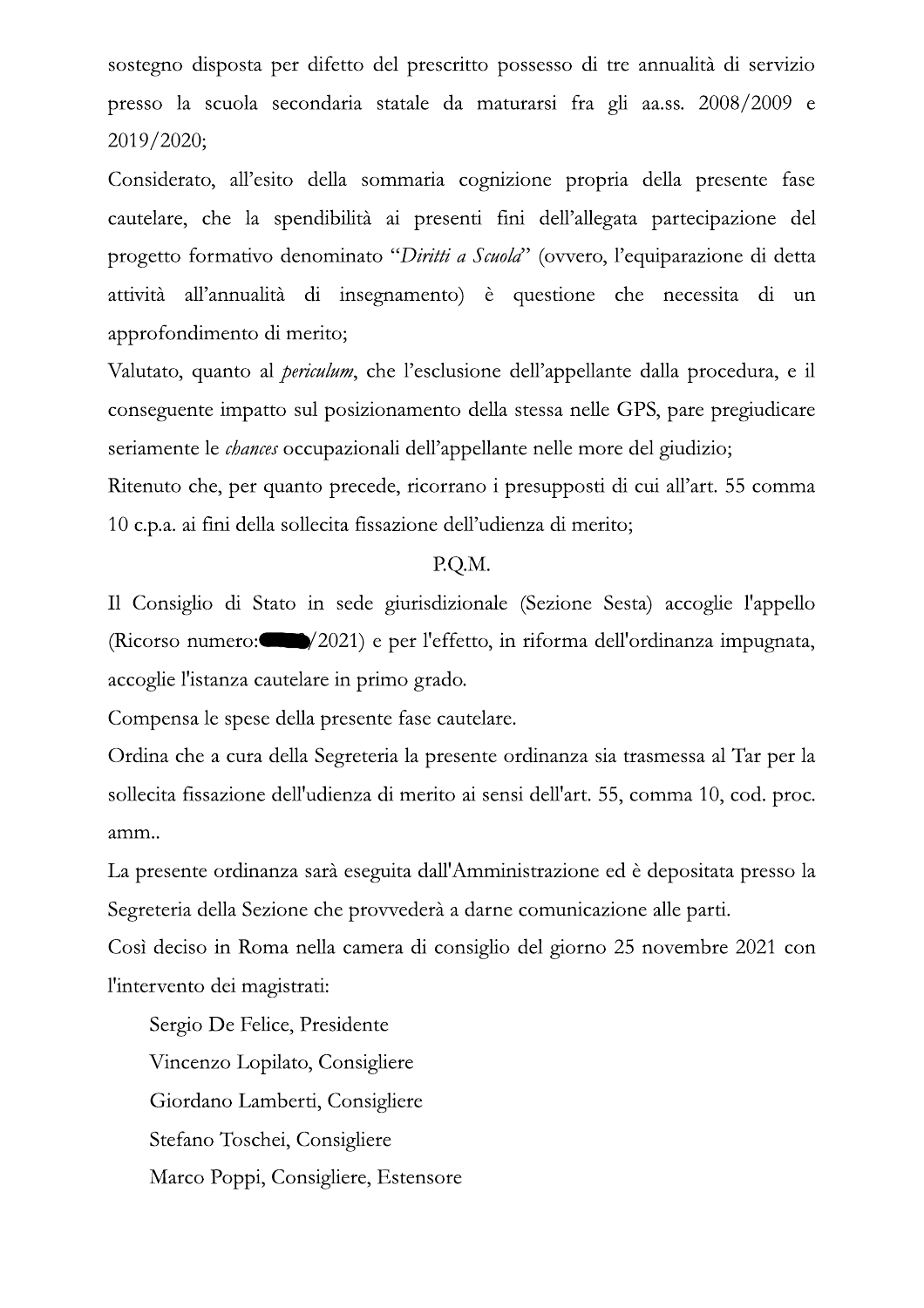sostegno disposta per difetto del prescritto possesso di tre annualità di servizio presso la scuola secondaria statale da maturarsi fra gli aa.ss. 2008/2009 e 2019/2020;

Considerato, all'esito della sommaria cognizione propria della presente fase cautelare, che la spendibilità ai presenti fini dell'allegata partecipazione del progetto formativo denominato "*Diritti a Scuola*" (ovvero, l'equiparazione di detta attività all'annualità di insegnamento) è questione che necessita di un approfondimento di merito;

Valutato, quanto al *periculum*, che l'esclusione dell'appellante dalla procedura, e il conseguente impatto sul posizionamento della stessa nelle GPS, pare pregiudicare seriamente le *chances* occupazionali dell'appellante nelle more del giudizio;

Ritenuto che, per quanto precede, ricorrano i presupposti di cui all'art. 55 comma 10 c.p.a. ai fini della sollecita fissazione dell'udienza di merito;

P.Q.M.

Il Consiglio di Stato in sede giurisdizionale (Sezione Sesta) accoglie l'appello (Ricorso numero: ████/2021) e per l'effetto, in riforma dell'ordinanza impugnata, accoglie l'istanza cautelare in primo grado.

Compensa le spese della presente fase cautelare.

Ordina che a cura della Segreteria la presente ordinanza sia trasmessa al Tar per la sollecita fissazione dell'udienza di merito ai sensi dell'art. 55, comma 10, cod. proc. amm..

La presente ordinanza sarà eseguita dall'Amministrazione ed è depositata presso la Segreteria della Sezione che provvederà a darne comunicazione alle parti.

Così deciso in Roma nella camera di consiglio del giorno 25 novembre 2021 con l'intervento dei magistrati:

Sergio De Felice, Presidente

Vincenzo Lopilato, Consigliere

Giordano Lamberti, Consigliere

Stefano Toschei, Consigliere

Marco Poppi, Consigliere, Estensore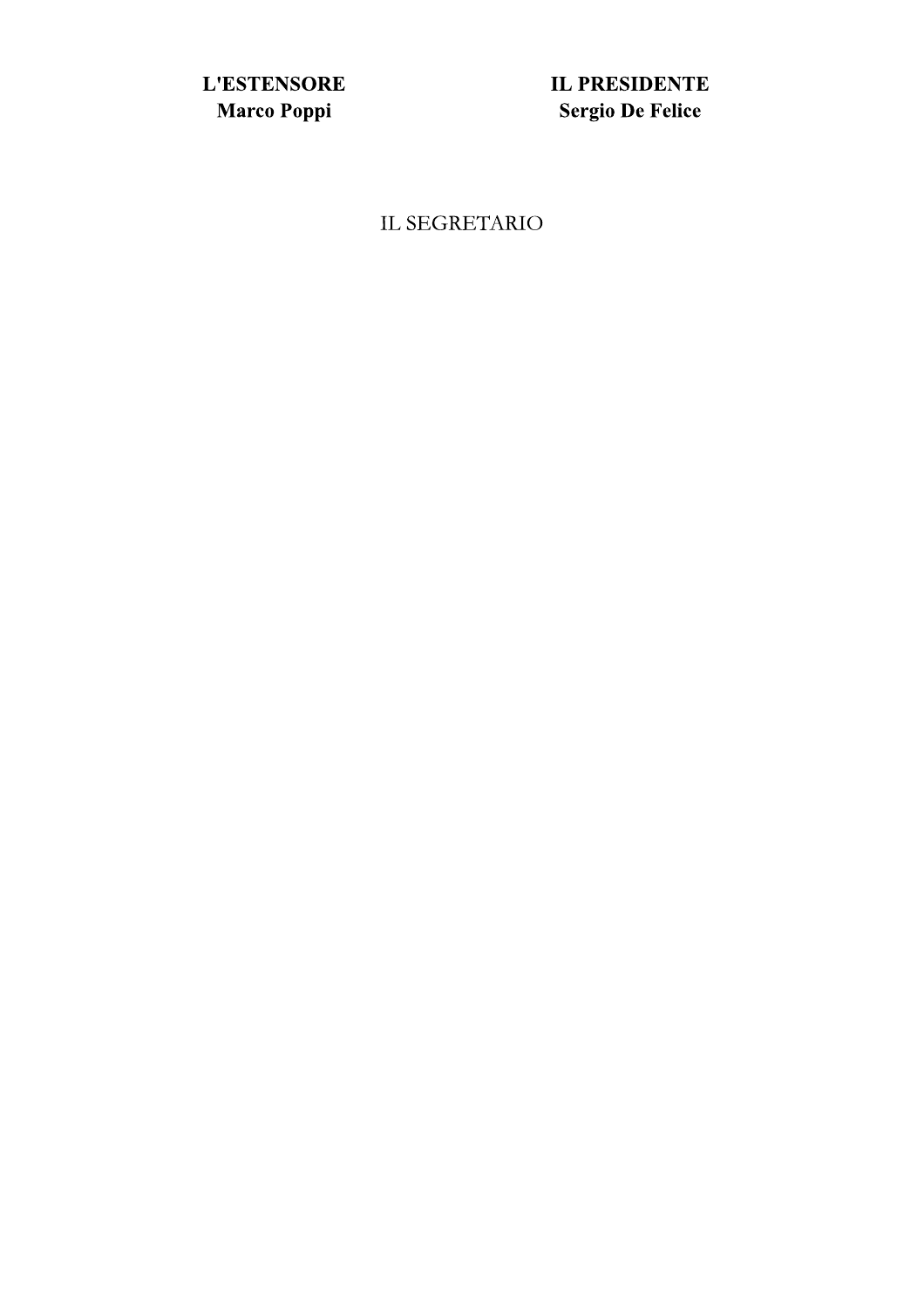| L'ESTENSORE | IL PRESIDENTE |
| --- | --- |
| **Marco Poppi** | **Sergio De Felice** |

IL SEGRETARIO